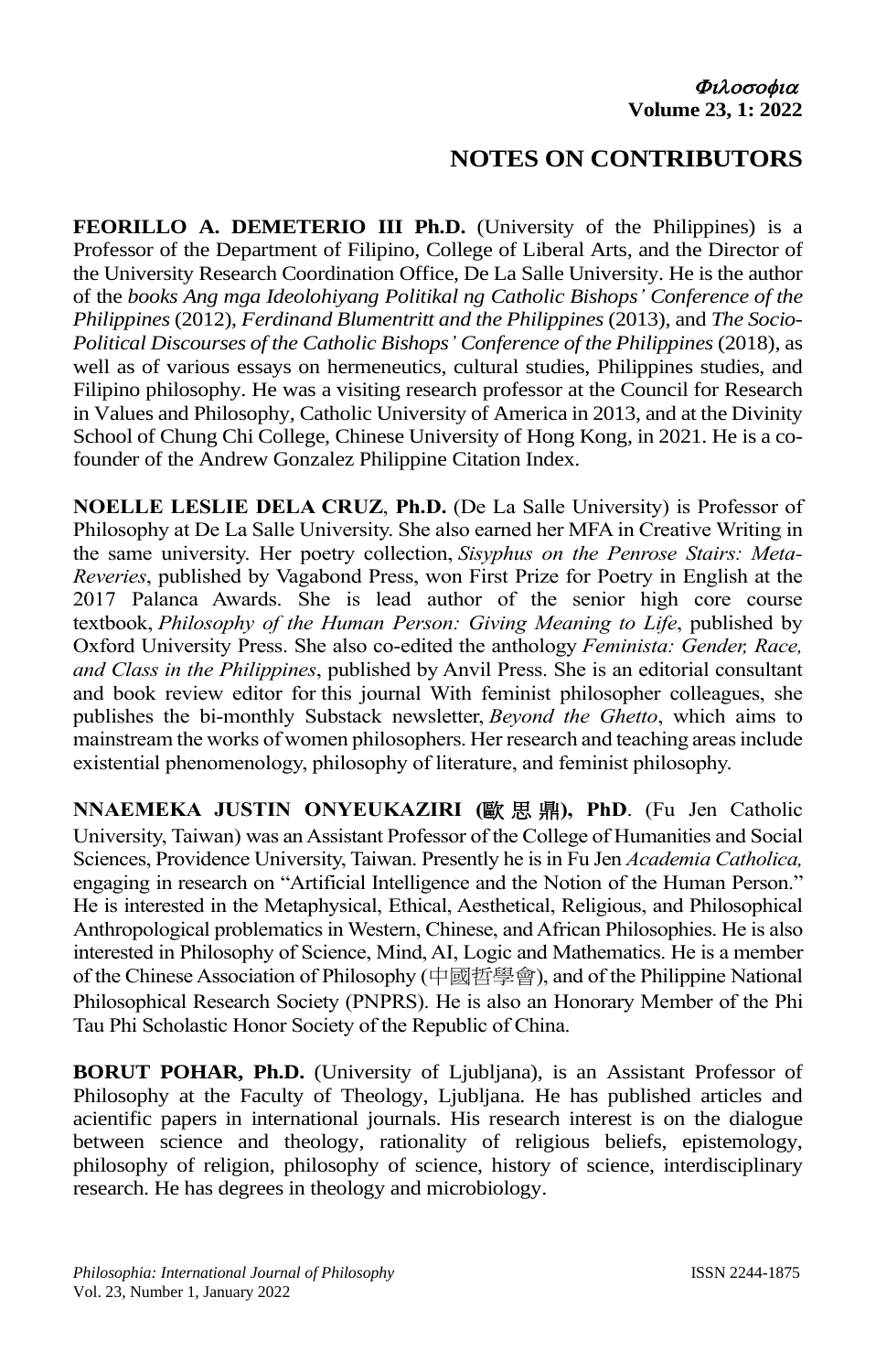## NOTES ON CONTRIBUTORS

**FEORILLO A. DEMETERIO III Ph.D.** (University of the Philippines) is a Professor of the Department of Filipino, College of Liberal Arts, and the Director of the University Research Coordination Office, De La Salle University. He is the author of the *books Ang mga Ideolohiyang Politikal ng Catholic Bishops' Conference of the Philippines* (2012), *Ferdinand Blumentritt and the Philippines* (2013), and *The Socio-Political Discourses of the Catholic Bishops' Conference of the Philippines* (2018), as well as of various essays on hermeneutics, cultural studies, Philippines studies, and Filipino philosophy. He was a visiting research professor at the Council for Research in Values and Philosophy, Catholic University of America in 2013, and at the Divinity School of Chung Chi College, Chinese University of Hong Kong, in 2021. He is a co-founder of the Andrew Gonzalez Philippine Citation Index.

**NOELLE LESLIE DELA CRUZ**, **Ph.D.** (De La Salle University) is Professor of Philosophy at De La Salle University. She also earned her MFA in Creative Writing in the same university. Her poetry collection, *Sisyphus on the Penrose Stairs: Meta-Reveries*, published by Vagabond Press, won First Prize for Poetry in English at the 2017 Palanca Awards. She is lead author of the senior high core course textbook, *Philosophy of the Human Person: Giving Meaning to Life*, published by Oxford University Press. She also co-edited the anthology *Feminista: Gender, Race, and Class in the Philippines*, published by Anvil Press. She is an editorial consultant and book review editor for this journal With feminist philosopher colleagues, she publishes the bi-monthly Substack newsletter, *Beyond the Ghetto*, which aims to mainstream the works of women philosophers. Her research and teaching areas include existential phenomenology, philosophy of literature, and feminist philosophy.

**NNAEMEKA JUSTIN ONYEUKAZIRI (歐思鼎), PhD**. (Fu Jen Catholic University, Taiwan) was an Assistant Professor of the College of Humanities and Social Sciences, Providence University, Taiwan. Presently he is in Fu Jen *Academia Catholica,* engaging in research on "Artificial Intelligence and the Notion of the Human Person." He is interested in the Metaphysical, Ethical, Aesthetical, Religious, and Philosophical Anthropological problematics in Western, Chinese, and African Philosophies. He is also interested in Philosophy of Science, Mind, AI, Logic and Mathematics. He is a member of the Chinese Association of Philosophy (中國哲學會), and of the Philippine National Philosophical Research Society (PNPRS). He is also an Honorary Member of the Phi Tau Phi Scholastic Honor Society of the Republic of China.

**BORUT POHAR, Ph.D.** (University of Ljubljana), is an Assistant Professor of Philosophy at the Faculty of Theology, Ljubljana. He has published articles and acientific papers in international journals. His research interest is on the dialogue between science and theology, rationality of religious beliefs, epistemology, philosophy of religion, philosophy of science, history of science, interdisciplinary research. He has degrees in theology and microbiology.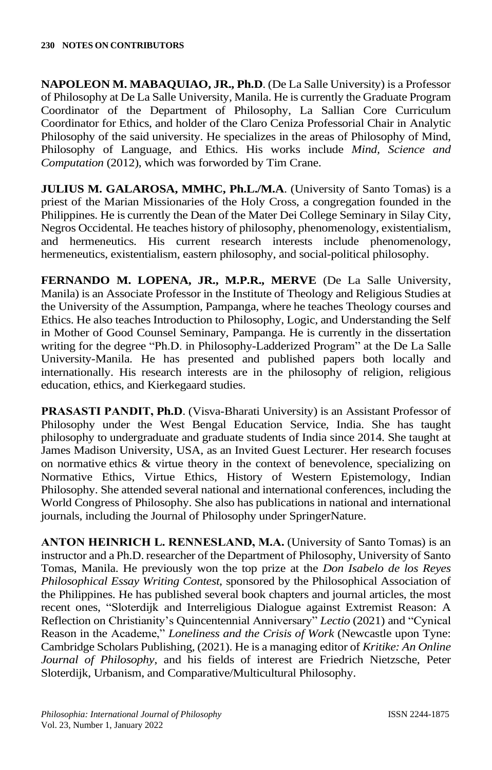**NAPOLEON M. MABAQUIAO, JR., Ph.D**. (De La Salle University) is a Professor of Philosophy at De La Salle University, Manila. He is currently the Graduate Program Coordinator of the Department of Philosophy, La Sallian Core Curriculum Coordinator for Ethics, and holder of the Claro Ceniza Professorial Chair in Analytic Philosophy of the said university. He specializes in the areas of Philosophy of Mind, Philosophy of Language, and Ethics. His works include *Mind, Science and Computation* (2012), which was forworded by Tim Crane.

**JULIUS M. GALAROSA, MMHC, Ph.L./M.A**. (University of Santo Tomas) is a priest of the Marian Missionaries of the Holy Cross, a congregation founded in the Philippines. He is currently the Dean of the Mater Dei College Seminary in Silay City, Negros Occidental. He teaches history of philosophy, phenomenology, existentialism, and hermeneutics. His current research interests include phenomenology, hermeneutics, existentialism, eastern philosophy, and social-political philosophy.

**FERNANDO M. LOPENA, JR., M.P.R., MERVE** (De La Salle University, Manila) is an Associate Professor in the Institute of Theology and Religious Studies at the University of the Assumption, Pampanga, where he teaches Theology courses and Ethics. He also teaches Introduction to Philosophy, Logic, and Understanding the Self in Mother of Good Counsel Seminary, Pampanga. He is currently in the dissertation writing for the degree "Ph.D. in Philosophy-Ladderized Program" at the De La Salle University-Manila. He has presented and published papers both locally and internationally. His research interests are in the philosophy of religion, religious education, ethics, and Kierkegaard studies.

**PRASASTI PANDIT, Ph.D**. (Visva-Bharati University) is an Assistant Professor of Philosophy under the West Bengal Education Service, India. She has taught philosophy to undergraduate and graduate students of India since 2014. She taught at James Madison University, USA, as an Invited Guest Lecturer. Her research focuses on normative ethics & virtue theory in the context of benevolence, specializing on Normative Ethics, Virtue Ethics, History of Western Epistemology, Indian Philosophy. She attended several national and international conferences, including the World Congress of Philosophy. She also has publications in national and international journals, including the Journal of Philosophy under SpringerNature.

**ANTON HEINRICH L. RENNESLAND, M.A.** (University of Santo Tomas) is an instructor and a Ph.D. researcher of the Department of Philosophy, University of Santo Tomas, Manila. He previously won the top prize at the *Don Isabelo de los Reyes Philosophical Essay Writing Contest*, sponsored by the Philosophical Association of the Philippines. He has published several book chapters and journal articles, the most recent ones, "Sloterdijk and Interreligious Dialogue against Extremist Reason: A Reflection on Christianity's Quincentennial Anniversary" *Lectio* (2021) and "Cynical Reason in the Academe," *Loneliness and the Crisis of Work* (Newcastle upon Tyne: Cambridge Scholars Publishing, (2021). He is a managing editor of *Kritike: An Online Journal of Philosophy*, and his fields of interest are Friedrich Nietzsche, Peter Sloterdijk, Urbanism, and Comparative/Multicultural Philosophy.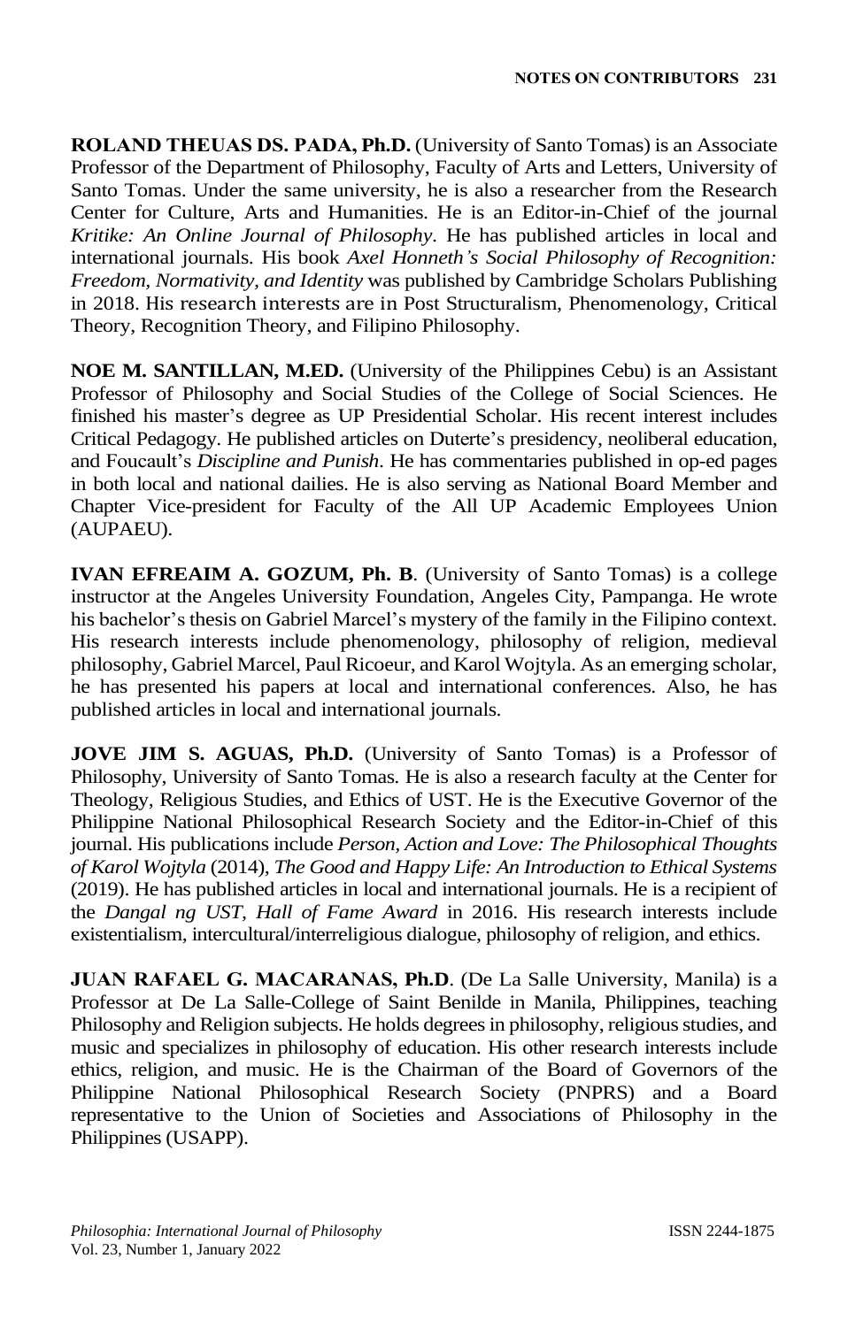**ROLAND THEUAS DS. PADA, Ph.D.** (University of Santo Tomas) is an Associate Professor of the Department of Philosophy, Faculty of Arts and Letters, University of Santo Tomas. Under the same university, he is also a researcher from the Research Center for Culture, Arts and Humanities. He is an Editor-in-Chief of the journal *Kritike: An Online Journal of Philosophy*. He has published articles in local and international journals. His book *Axel Honneth's Social Philosophy of Recognition: Freedom, Normativity, and Identity* was published by Cambridge Scholars Publishing in 2018. His research interests are in Post Structuralism, Phenomenology, Critical Theory, Recognition Theory, and Filipino Philosophy.

**NOE M. SANTILLAN, M.ED.** (University of the Philippines Cebu) is an Assistant Professor of Philosophy and Social Studies of the College of Social Sciences. He finished his master's degree as UP Presidential Scholar. His recent interest includes Critical Pedagogy. He published articles on Duterte's presidency, neoliberal education, and Foucault's *Discipline and Punish*. He has commentaries published in op-ed pages in both local and national dailies. He is also serving as National Board Member and Chapter Vice-president for Faculty of the All UP Academic Employees Union (AUPAEU).

**IVAN EFREAIM A. GOZUM, Ph. B**. (University of Santo Tomas) is a college instructor at the Angeles University Foundation, Angeles City, Pampanga. He wrote his bachelor's thesis on Gabriel Marcel's mystery of the family in the Filipino context. His research interests include phenomenology, philosophy of religion, medieval philosophy, Gabriel Marcel, Paul Ricoeur, and Karol Wojtyla. As an emerging scholar, he has presented his papers at local and international conferences. Also, he has published articles in local and international journals.

**JOVE JIM S. AGUAS, Ph.D.** (University of Santo Tomas) is a Professor of Philosophy, University of Santo Tomas. He is also a research faculty at the Center for Theology, Religious Studies, and Ethics of UST. He is the Executive Governor of the Philippine National Philosophical Research Society and the Editor-in-Chief of this journal. His publications include *Person, Action and Love: The Philosophical Thoughts of Karol Wojtyla* (2014), *The Good and Happy Life: An Introduction to Ethical Systems* (2019). He has published articles in local and international journals. He is a recipient of the *Dangal ng UST, Hall of Fame Award* in 2016. His research interests include existentialism, intercultural/interreligious dialogue, philosophy of religion, and ethics.

**JUAN RAFAEL G. MACARANAS, Ph.D**. (De La Salle University, Manila) is a Professor at De La Salle-College of Saint Benilde in Manila, Philippines, teaching Philosophy and Religion subjects. He holds degrees in philosophy, religious studies, and music and specializes in philosophy of education. His other research interests include ethics, religion, and music. He is the Chairman of the Board of Governors of the Philippine National Philosophical Research Society (PNPRS) and a Board representative to the Union of Societies and Associations of Philosophy in the Philippines (USAPP).